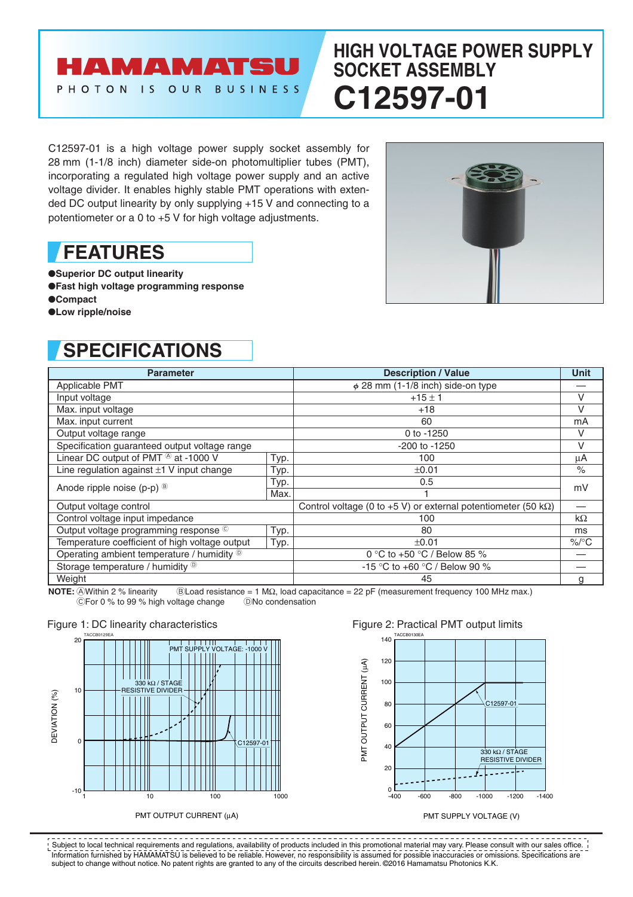# HIGH VOLTAGE POWER SUPPLY SOCKET ASSEMBLY

# C12597-01

C12597-01 is a high voltage power supply socket assembly for 28 mm (1-1/8 inch) diameter side-on photomultiplier tubes (PMT), incorporating a regulated high voltage power supply and an active voltage divider. It enables highly stable PMT operations with extended DC output linearity by only supplying +15 V and connecting to a potentiometer or a 0 to +5 V for high voltage adjustments.

## FEATURES

- **Superior DC output linearity**
- **Fast high voltage programming response**
- **Compact**
- **Low ripple/noise**

## SPECIFICATIONS

| Parameter | | Description / Value | Unit |
|---|---|---|---|
| Applicable PMT | | $\phi$ 28 mm (1-1/8 inch) side-on type | — |
| Input voltage | | +15 ± 1 | V |
| Max. input voltage | | +18 | V |
| Max. input current | | 60 | mA |
| Output voltage range | | 0 to -1250 | V |
| Specification guaranteed output voltage range | | -200 to -1250 | V |
| Linear DC output of PMT Ⓐ at -1000 V | Typ. | 100 | µA |
| Line regulation against ±1 V input change | Typ. | ±0.01 | % |
| Anode ripple noise (p-p) Ⓑ | Typ. | 0.5 | mV |
| | Max. | 1 | mV |
| Output voltage control | | Control voltage (0 to +5 V) or external potentiometer (50 kΩ) | — |
| Control voltage input impedance | | 100 | kΩ |
| Output voltage programming response Ⓒ | Typ. | 80 | ms |
| Temperature coefficient of high voltage output | Typ. | ±0.01 | %/°C |
| Operating ambient temperature / humidity Ⓓ | | 0 °C to +50 °C / Below 85 % | — |
| Storage temperature / humidity Ⓓ | | -15 °C to +60 °C / Below 90 % | — |
| Weight | | 45 | g |

**NOTE:** ⒶWithin 2 % linearity ⒷLoad resistance = 1 MΩ, load capacitance = 22 pF (measurement frequency 100 MHz max.)
ⒸFor 0 % to 99 % high voltage change ⒹNo condensation

Figure 1: DC linearity characteristics

Figure 2: Practical PMT output limits

Subject to local technical requirements and regulations, availability of products included in this promotional material may vary. Please consult with our sales office.
Information furnished by HAMAMATSU is believed to be reliable. However, no responsibility is assumed for possible inaccuracies or omissions. Specifications are subject to change without notice. No patent rights are granted to any of the circuits described herein. ©2016 Hamamatsu Photonics K.K.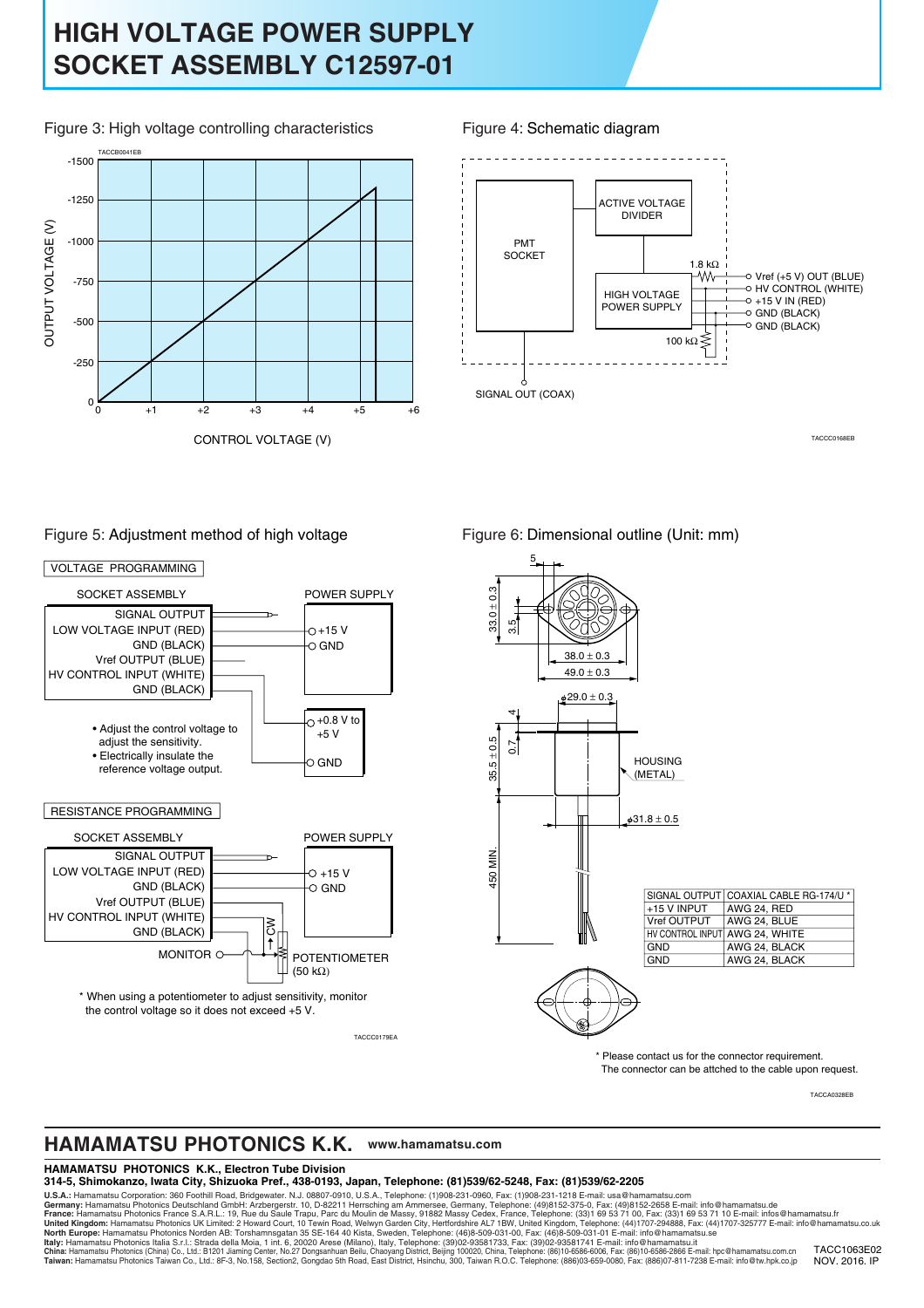# HIGH VOLTAGE POWER SUPPLY SOCKET ASSEMBLY C12597-01

Figure 3: High voltage controlling characteristics

TACCB0041EB

OUTPUT VOLTAGE (V)

-1500
-1250
-1000
-750
-500
-250
0

0
+1
+2
+3
+4
+5
+6

CONTROL VOLTAGE (V)

Figure 4: Schematic diagram

PMT SOCKET

ACTIVE VOLTAGE DIVIDER

HIGH VOLTAGE POWER SUPPLY

1.8 kΩ

100 kΩ

Vref (+5 V) OUT (BLUE)
HV CONTROL (WHITE)
+15 V IN (RED)
GND (BLACK)
GND (BLACK)

SIGNAL OUT (COAX)

TACCC0168EB

Figure 5: Adjustment method of high voltage

VOLTAGE PROGRAMMING

SOCKET ASSEMBLY

POWER SUPPLY

SIGNAL OUTPUT
LOW VOLTAGE INPUT (RED)
GND (BLACK)
Vref OUTPUT (BLUE)
HV CONTROL INPUT (WHITE)
GND (BLACK)

+15 V
GND

+0.8 V to +5 V
GND

- Adjust the control voltage to adjust the sensitivity.
- Electrically insulate the reference voltage output.

RESISTANCE PROGRAMMING

SOCKET ASSEMBLY

POWER SUPPLY

SIGNAL OUTPUT
LOW VOLTAGE INPUT (RED)
GND (BLACK)
Vref OUTPUT (BLUE)
HV CONTROL INPUT (WHITE)
GND (BLACK)

+15 V
GND

CW

MONITOR

POTENTIOMETER (50 kΩ)

* When using a potentiometer to adjust sensitivity, monitor the control voltage so it does not exceed +5 V.

TACCC0179EA

Figure 6: Dimensional outline (Unit: mm)

5
33.0 ± 0.3
3.5
38.0 ± 0.3
49.0 ± 0.3
ϕ29.0 ± 0.3
4
0.7
35.5 ± 0.5
HOUSING (METAL)
ϕ31.8 ± 0.5
450 MIN.

| | |
|---|---|
| SIGNAL OUTPUT | COAXIAL CABLE RG-174/U * |
| +15 V INPUT | AWG 24, RED |
| Vref OUTPUT | AWG 24, BLUE |
| HV CONTROL INPUT | AWG 24, WHITE |
| GND | AWG 24, BLACK |
| GND | AWG 24, BLACK |

* Please contact us for the connector requirement. The connector can be attched to the cable upon request.

TACCA0328EB

## HAMAMATSU PHOTONICS K.K. www.hamamatsu.com

**HAMAMATSU PHOTONICS K.K., Electron Tube Division**
**314-5, Shimokanzo, Iwata City, Shizuoka Pref., 438-0193, Japan, Telephone: (81)539/62-5248, Fax: (81)539/62-2205**

**U.S.A.:** Hamamatsu Corporation: 360 Foothill Road, Bridgewater. N.J. 08807-0910, U.S.A., Telephone: (1)908-231-0960, Fax: (1)908-231-1218 E-mail: usa@hamamatsu.com
**Germany:** Hamamatsu Photonics Deutschland GmbH: Arzbergerstr. 10, D-82211 Herrsching am Ammersee, Germany, Telephone: (49)8152-375-0, Fax: (49)8152-2658 E-mail: info@hamamatsu.de
**France:** Hamamatsu Photonics France S.A.R.L.: 19, Rue du Saule Trapu, Parc du Moulin de Massy, 91882 Massy Cedex, France, Telephone: (33)1 69 53 71 00, Fax: (33)1 69 53 71 10 E-mail: infos@hamamatsu.fr
**United Kingdom:** Hamamatsu Photonics UK Limited: 2 Howard Court, 10 Tewin Road, Welwyn Garden City, Hertfordshire AL7 1BW, United Kingdom, Telephone: (44)1707-294888, Fax: (44)1707-325777 E-mail: info@hamamatsu.co.uk
**North Europe:** Hamamatsu Photonics Norden AB: Torshamnsgatan 35 SE-164 40 Kista, Sweden, Telephone: (46)8-509-031-00, Fax: (46)8-509-031-01 E-mail: info@hamamatsu.se
**Italy:** Hamamatsu Photonics Italia S.r.l.: Strada della Moia, 1 int. 6, 20020 Arese (Milano), Italy, Telephone: (39)02-93581733, Fax: (39)02-93581741 E-mail: info@hamamatsu.it
**China:** Hamamatsu Photonics (China) Co., Ltd.: B1201 Jiaming Center, No.27 Dongsanhuan Beilu, Chaoyang District, Beijing 100020, China, Telephone: (86)10-6586-6006, Fax: (86)10-6586-2866 E-mail: hpc@hamamatsu.com.cn
**Taiwan:** Hamamatsu Photonics Taiwan Co., Ltd.: 8F-3, No.158, Section2, Gongdao 5th Road, East District, Hsinchu, 300, Taiwan R.O.C. Telephone: (886)03-659-0080, Fax: (886)07-811-7238 E-mail: info@tw.hpk.co.jp

TACC1063E02
NOV. 2016. IP